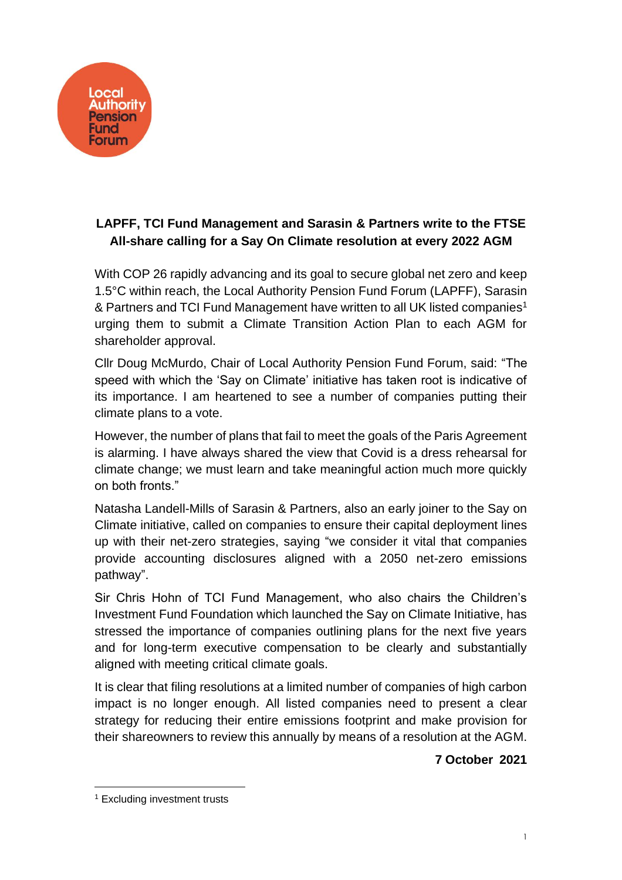Local Authority Pension Fund Forum

## LAPFF, TCI Fund Management and Sarasin & Partners write to the FTSE All-share calling for a Say On Climate resolution at every 2022 AGM

With COP 26 rapidly advancing and its goal to secure global net zero and keep 1.5°C within reach, the Local Authority Pension Fund Forum (LAPFF), Sarasin & Partners and TCI Fund Management have written to all UK listed companies[1] urging them to submit a Climate Transition Action Plan to each AGM for shareholder approval.

Cllr Doug McMurdo, Chair of Local Authority Pension Fund Forum, said: "The speed with which the 'Say on Climate' initiative has taken root is indicative of its importance. I am heartened to see a number of companies putting their climate plans to a vote.

However, the number of plans that fail to meet the goals of the Paris Agreement is alarming. I have always shared the view that Covid is a dress rehearsal for climate change; we must learn and take meaningful action much more quickly on both fronts."

Natasha Landell-Mills of Sarasin & Partners, also an early joiner to the Say on Climate initiative, called on companies to ensure their capital deployment lines up with their net-zero strategies, saying "we consider it vital that companies provide accounting disclosures aligned with a 2050 net-zero emissions pathway".

Sir Chris Hohn of TCI Fund Management, who also chairs the Children's Investment Fund Foundation which launched the Say on Climate Initiative, has stressed the importance of companies outlining plans for the next five years and for long-term executive compensation to be clearly and substantially aligned with meeting critical climate goals.

It is clear that filing resolutions at a limited number of companies of high carbon impact is no longer enough. All listed companies need to present a clear strategy for reducing their entire emissions footprint and make provision for their shareowners to review this annually by means of a resolution at the AGM.

**7 October 2021**

---

[1] Excluding investment trusts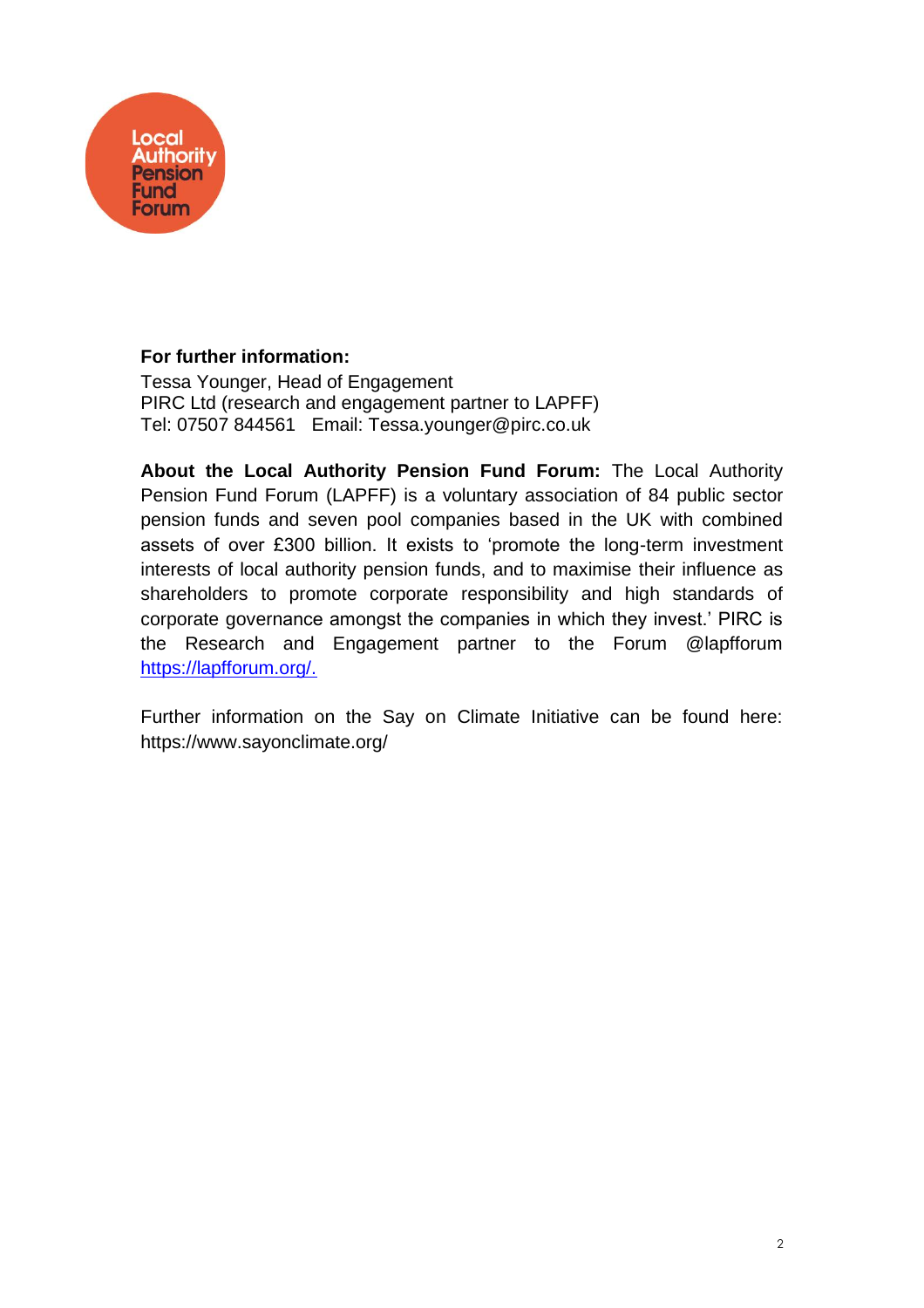Local Authority Pension Fund Forum

**For further information:**
Tessa Younger, Head of Engagement
PIRC Ltd (research and engagement partner to LAPFF)
Tel: 07507 844561   Email: Tessa.younger@pirc.co.uk

**About the Local Authority Pension Fund Forum:** The Local Authority Pension Fund Forum (LAPFF) is a voluntary association of 84 public sector pension funds and seven pool companies based in the UK with combined assets of over £300 billion. It exists to 'promote the long-term investment interests of local authority pension funds, and to maximise their influence as shareholders to promote corporate responsibility and high standards of corporate governance amongst the companies in which they invest.' PIRC is the Research and Engagement partner to the Forum @lapfforum https://lapfforum.org/.

Further information on the Say on Climate Initiative can be found here: https://www.sayonclimate.org/